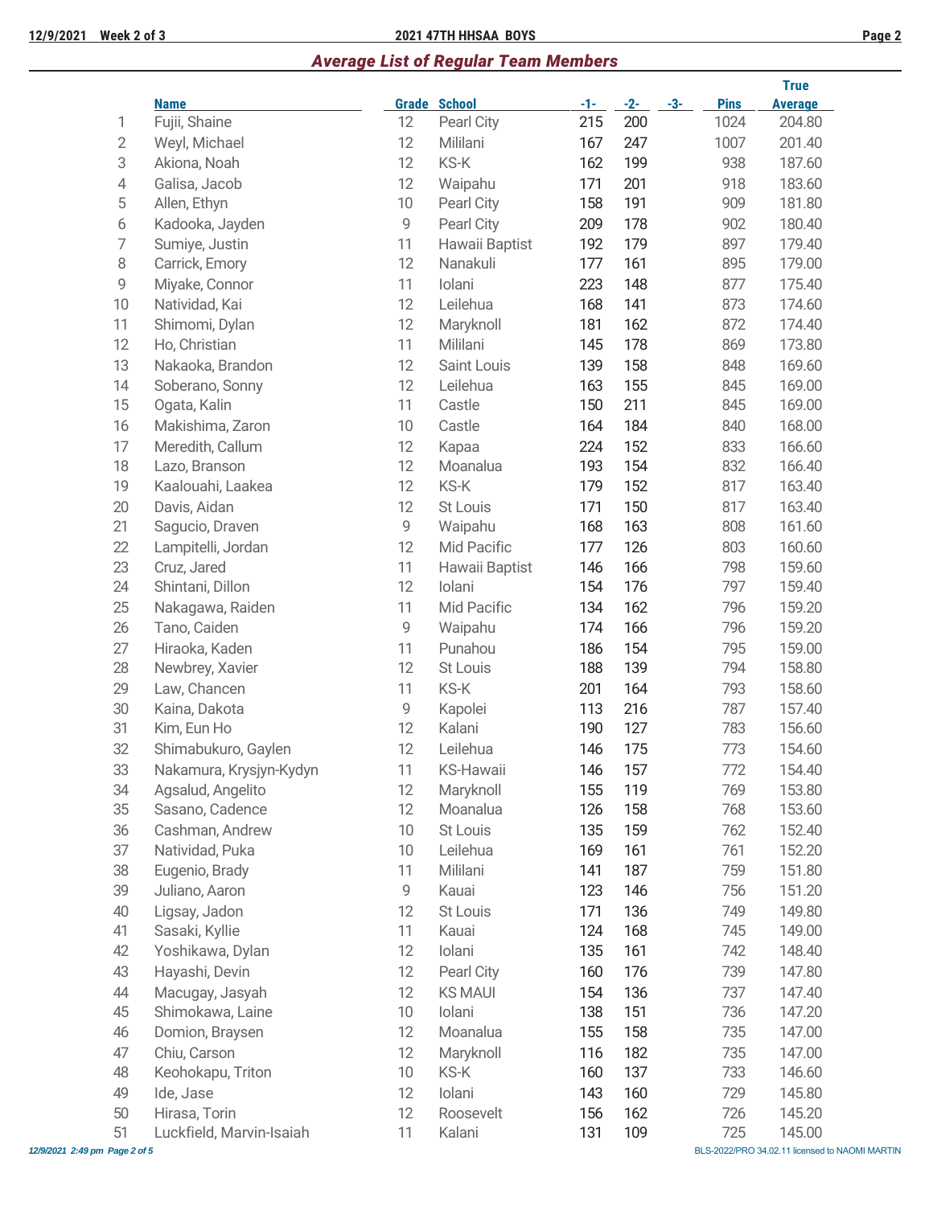## Average List of Regular Team Members

|  | Name | Grade | School | -1- | -2- | -3- | Pins | True Average |
|---|---|---|---|---|---|---|---|---|
| 1 | Fujii, Shaine | 12 | Pearl City | 215 | 200 | | 1024 | 204.80 |
| 2 | Weyl, Michael | 12 | Mililani | 167 | 247 | | 1007 | 201.40 |
| 3 | Akiona, Noah | 12 | KS-K | 162 | 199 | | 938 | 187.60 |
| 4 | Galisa, Jacob | 12 | Waipahu | 171 | 201 | | 918 | 183.60 |
| 5 | Allen, Ethyn | 10 | Pearl City | 158 | 191 | | 909 | 181.80 |
| 6 | Kadooka, Jayden | 9 | Pearl City | 209 | 178 | | 902 | 180.40 |
| 7 | Sumiye, Justin | 11 | Hawaii Baptist | 192 | 179 | | 897 | 179.40 |
| 8 | Carrick, Emory | 12 | Nanakuli | 177 | 161 | | 895 | 179.00 |
| 9 | Miyake, Connor | 11 | Iolani | 223 | 148 | | 877 | 175.40 |
| 10 | Natividad, Kai | 12 | Leilehua | 168 | 141 | | 873 | 174.60 |
| 11 | Shimomi, Dylan | 12 | Maryknoll | 181 | 162 | | 872 | 174.40 |
| 12 | Ho, Christian | 11 | Mililani | 145 | 178 | | 869 | 173.80 |
| 13 | Nakaoka, Brandon | 12 | Saint Louis | 139 | 158 | | 848 | 169.60 |
| 14 | Soberano, Sonny | 12 | Leilehua | 163 | 155 | | 845 | 169.00 |
| 15 | Ogata, Kalin | 11 | Castle | 150 | 211 | | 845 | 169.00 |
| 16 | Makishima, Zaron | 10 | Castle | 164 | 184 | | 840 | 168.00 |
| 17 | Meredith, Callum | 12 | Kapaa | 224 | 152 | | 833 | 166.60 |
| 18 | Lazo, Branson | 12 | Moanalua | 193 | 154 | | 832 | 166.40 |
| 19 | Kaalouahi, Laakea | 12 | KS-K | 179 | 152 | | 817 | 163.40 |
| 20 | Davis, Aidan | 12 | St Louis | 171 | 150 | | 817 | 163.40 |
| 21 | Sagucio, Draven | 9 | Waipahu | 168 | 163 | | 808 | 161.60 |
| 22 | Lampitelli, Jordan | 12 | Mid Pacific | 177 | 126 | | 803 | 160.60 |
| 23 | Cruz, Jared | 11 | Hawaii Baptist | 146 | 166 | | 798 | 159.60 |
| 24 | Shintani, Dillon | 12 | Iolani | 154 | 176 | | 797 | 159.40 |
| 25 | Nakagawa, Raiden | 11 | Mid Pacific | 134 | 162 | | 796 | 159.20 |
| 26 | Tano, Caiden | 9 | Waipahu | 174 | 166 | | 796 | 159.20 |
| 27 | Hiraoka, Kaden | 11 | Punahou | 186 | 154 | | 795 | 159.00 |
| 28 | Newbrey, Xavier | 12 | St Louis | 188 | 139 | | 794 | 158.80 |
| 29 | Law, Chancen | 11 | KS-K | 201 | 164 | | 793 | 158.60 |
| 30 | Kaina, Dakota | 9 | Kapolei | 113 | 216 | | 787 | 157.40 |
| 31 | Kim, Eun Ho | 12 | Kalani | 190 | 127 | | 783 | 156.60 |
| 32 | Shimabukuro, Gaylen | 12 | Leilehua | 146 | 175 | | 773 | 154.60 |
| 33 | Nakamura, Krysjyn-Kydyn | 11 | KS-Hawaii | 146 | 157 | | 772 | 154.40 |
| 34 | Agsalud, Angelito | 12 | Maryknoll | 155 | 119 | | 769 | 153.80 |
| 35 | Sasano, Cadence | 12 | Moanalua | 126 | 158 | | 768 | 153.60 |
| 36 | Cashman, Andrew | 10 | St Louis | 135 | 159 | | 762 | 152.40 |
| 37 | Natividad, Puka | 10 | Leilehua | 169 | 161 | | 761 | 152.20 |
| 38 | Eugenio, Brady | 11 | Mililani | 141 | 187 | | 759 | 151.80 |
| 39 | Juliano, Aaron | 9 | Kauai | 123 | 146 | | 756 | 151.20 |
| 40 | Ligsay, Jadon | 12 | St Louis | 171 | 136 | | 749 | 149.80 |
| 41 | Sasaki, Kyllie | 11 | Kauai | 124 | 168 | | 745 | 149.00 |
| 42 | Yoshikawa, Dylan | 12 | Iolani | 135 | 161 | | 742 | 148.40 |
| 43 | Hayashi, Devin | 12 | Pearl City | 160 | 176 | | 739 | 147.80 |
| 44 | Macugay, Jasyah | 12 | KS MAUI | 154 | 136 | | 737 | 147.40 |
| 45 | Shimokawa, Laine | 10 | Iolani | 138 | 151 | | 736 | 147.20 |
| 46 | Domion, Braysen | 12 | Moanalua | 155 | 158 | | 735 | 147.00 |
| 47 | Chiu, Carson | 12 | Maryknoll | 116 | 182 | | 735 | 147.00 |
| 48 | Keohokapu, Triton | 10 | KS-K | 160 | 137 | | 733 | 146.60 |
| 49 | Ide, Jase | 12 | Iolani | 143 | 160 | | 729 | 145.80 |
| 50 | Hirasa, Torin | 12 | Roosevelt | 156 | 162 | | 726 | 145.20 |
| 51 | Luckfield, Marvin-Isaiah | 11 | Kalani | 131 | 109 | | 725 | 145.00 |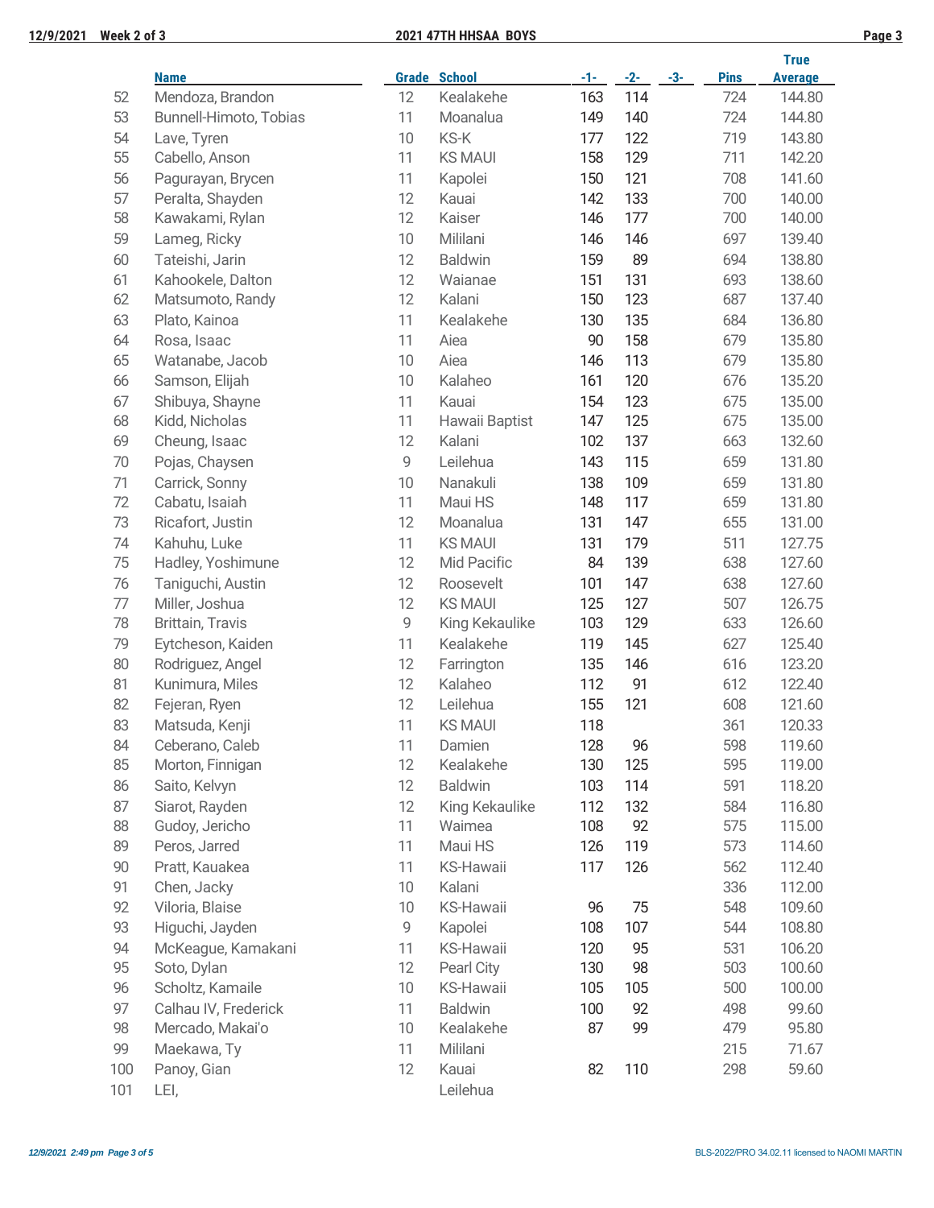| | Name | Grade | School | -1- | -2- | -3- | Pins | True Average |
|---|---|---|---|---|---|---|---|---|
| 52 | Mendoza, Brandon | 12 | Kealakehe | 163 | 114 | | 724 | 144.80 |
| 53 | Bunnell-Himoto, Tobias | 11 | Moanalua | 149 | 140 | | 724 | 144.80 |
| 54 | Lave, Tyren | 10 | KS-K | 177 | 122 | | 719 | 143.80 |
| 55 | Cabello, Anson | 11 | KS MAUI | 158 | 129 | | 711 | 142.20 |
| 56 | Pagurayan, Brycen | 11 | Kapolei | 150 | 121 | | 708 | 141.60 |
| 57 | Peralta, Shayden | 12 | Kauai | 142 | 133 | | 700 | 140.00 |
| 58 | Kawakami, Rylan | 12 | Kaiser | 146 | 177 | | 700 | 140.00 |
| 59 | Lameg, Ricky | 10 | Mililani | 146 | 146 | | 697 | 139.40 |
| 60 | Tateishi, Jarin | 12 | Baldwin | 159 | 89 | | 694 | 138.80 |
| 61 | Kahookele, Dalton | 12 | Waianae | 151 | 131 | | 693 | 138.60 |
| 62 | Matsumoto, Randy | 12 | Kalani | 150 | 123 | | 687 | 137.40 |
| 63 | Plato, Kainoa | 11 | Kealakehe | 130 | 135 | | 684 | 136.80 |
| 64 | Rosa, Isaac | 11 | Aiea | 90 | 158 | | 679 | 135.80 |
| 65 | Watanabe, Jacob | 10 | Aiea | 146 | 113 | | 679 | 135.80 |
| 66 | Samson, Elijah | 10 | Kalaheo | 161 | 120 | | 676 | 135.20 |
| 67 | Shibuya, Shayne | 11 | Kauai | 154 | 123 | | 675 | 135.00 |
| 68 | Kidd, Nicholas | 11 | Hawaii Baptist | 147 | 125 | | 675 | 135.00 |
| 69 | Cheung, Isaac | 12 | Kalani | 102 | 137 | | 663 | 132.60 |
| 70 | Pojas, Chaysen | 9 | Leilehua | 143 | 115 | | 659 | 131.80 |
| 71 | Carrick, Sonny | 10 | Nanakuli | 138 | 109 | | 659 | 131.80 |
| 72 | Cabatu, Isaiah | 11 | Maui HS | 148 | 117 | | 659 | 131.80 |
| 73 | Ricafort, Justin | 12 | Moanalua | 131 | 147 | | 655 | 131.00 |
| 74 | Kahuhu, Luke | 11 | KS MAUI | 131 | 179 | | 511 | 127.75 |
| 75 | Hadley, Yoshimune | 12 | Mid Pacific | 84 | 139 | | 638 | 127.60 |
| 76 | Taniguchi, Austin | 12 | Roosevelt | 101 | 147 | | 638 | 127.60 |
| 77 | Miller, Joshua | 12 | KS MAUI | 125 | 127 | | 507 | 126.75 |
| 78 | Brittain, Travis | 9 | King Kekaulike | 103 | 129 | | 633 | 126.60 |
| 79 | Eytcheson, Kaiden | 11 | Kealakehe | 119 | 145 | | 627 | 125.40 |
| 80 | Rodriguez, Angel | 12 | Farrington | 135 | 146 | | 616 | 123.20 |
| 81 | Kunimura, Miles | 12 | Kalaheo | 112 | 91 | | 612 | 122.40 |
| 82 | Fejeran, Ryen | 12 | Leilehua | 155 | 121 | | 608 | 121.60 |
| 83 | Matsuda, Kenji | 11 | KS MAUI | 118 | | | 361 | 120.33 |
| 84 | Ceberano, Caleb | 11 | Damien | 128 | 96 | | 598 | 119.60 |
| 85 | Morton, Finnigan | 12 | Kealakehe | 130 | 125 | | 595 | 119.00 |
| 86 | Saito, Kelvyn | 12 | Baldwin | 103 | 114 | | 591 | 118.20 |
| 87 | Siarot, Rayden | 12 | King Kekaulike | 112 | 132 | | 584 | 116.80 |
| 88 | Gudoy, Jericho | 11 | Waimea | 108 | 92 | | 575 | 115.00 |
| 89 | Peros, Jarred | 11 | Maui HS | 126 | 119 | | 573 | 114.60 |
| 90 | Pratt, Kauakea | 11 | KS-Hawaii | 117 | 126 | | 562 | 112.40 |
| 91 | Chen, Jacky | 10 | Kalani | | | | 336 | 112.00 |
| 92 | Viloria, Blaise | 10 | KS-Hawaii | 96 | 75 | | 548 | 109.60 |
| 93 | Higuchi, Jayden | 9 | Kapolei | 108 | 107 | | 544 | 108.80 |
| 94 | McKeague, Kamakani | 11 | KS-Hawaii | 120 | 95 | | 531 | 106.20 |
| 95 | Soto, Dylan | 12 | Pearl City | 130 | 98 | | 503 | 100.60 |
| 96 | Scholtz, Kamaile | 10 | KS-Hawaii | 105 | 105 | | 500 | 100.00 |
| 97 | Calhau IV, Frederick | 11 | Baldwin | 100 | 92 | | 498 | 99.60 |
| 98 | Mercado, Makai'o | 10 | Kealakehe | 87 | 99 | | 479 | 95.80 |
| 99 | Maekawa, Ty | 11 | Mililani | | | | 215 | 71.67 |
| 100 | Panoy, Gian | 12 | Kauai | 82 | 110 | | 298 | 59.60 |
| 101 | LEI, | | Leilehua | | | | | |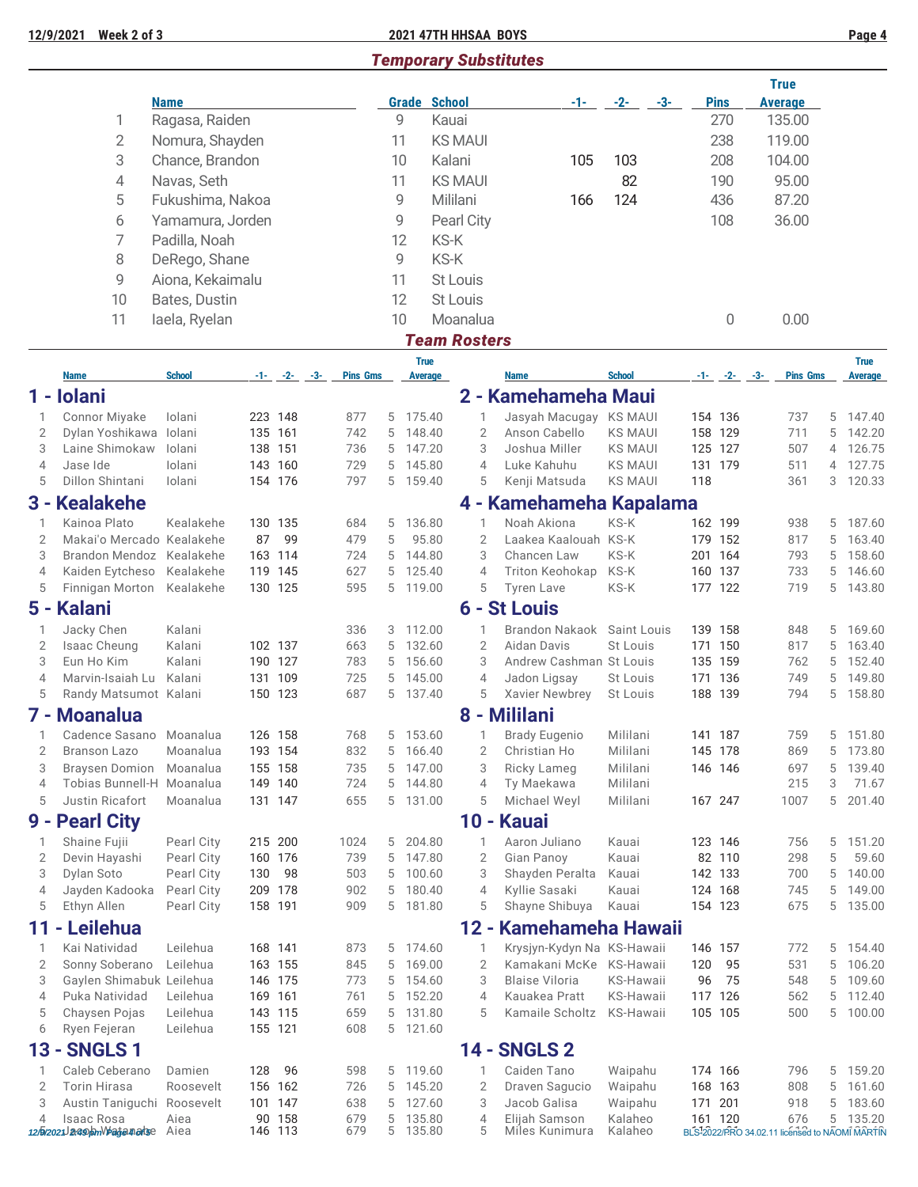## Temporary Substitutes

| | Name | Grade | School | -1- | -2- | -3- | Pins | True Average |
|---|---|---|---|---|---|---|---|---|
| 1 | Ragasa, Raiden | 9 | Kauai | | | | 270 | 135.00 |
| 2 | Nomura, Shayden | 11 | KS MAUI | | | | 238 | 119.00 |
| 3 | Chance, Brandon | 10 | Kalani | 105 | 103 | | 208 | 104.00 |
| 4 | Navas, Seth | 11 | KS MAUI | | 82 | | 190 | 95.00 |
| 5 | Fukushima, Nakoa | 9 | Mililani | 166 | 124 | | 436 | 87.20 |
| 6 | Yamamura, Jorden | 9 | Pearl City | | | | 108 | 36.00 |
| 7 | Padilla, Noah | 12 | KS-K | | | | | |
| 8 | DeRego, Shane | 9 | KS-K | | | | | |
| 9 | Aiona, Kekaimalu | 11 | St Louis | | | | | |
| 10 | Bates, Dustin | 12 | St Louis | | | | | |
| 11 | Iaela, Ryelan | 10 | Moanalua | | | | 0 | 0.00 |

## Team Rosters

### 1 - Iolani

| | Name | School | -1- | -2- | -3- | Pins | Gms | True Average |
|---|---|---|---|---|---|---|---|---|
| 1 | Connor Miyake | Iolani | 223 | 148 | | 877 | 5 | 175.40 |
| 2 | Dylan Yoshikawa | Iolani | 135 | 161 | | 742 | 5 | 148.40 |
| 3 | Laine Shimokaw | Iolani | 138 | 151 | | 736 | 5 | 147.20 |
| 4 | Jase Ide | Iolani | 143 | 160 | | 729 | 5 | 145.80 |
| 5 | Dillon Shintani | Iolani | 154 | 176 | | 797 | 5 | 159.40 |

### 2 - Kamehameha Maui

| | Name | School | -1- | -2- | -3- | Pins | Gms | True Average |
|---|---|---|---|---|---|---|---|---|
| 1 | Jasyah Macugay | KS MAUI | 154 | 136 | | 737 | 5 | 147.40 |
| 2 | Anson Cabello | KS MAUI | 158 | 129 | | 711 | 5 | 142.20 |
| 3 | Joshua Miller | KS MAUI | 125 | 127 | | 507 | 4 | 126.75 |
| 4 | Luke Kahuhu | KS MAUI | 131 | 179 | | 511 | 4 | 127.75 |
| 5 | Kenji Matsuda | KS MAUI | 118 | | | 361 | 3 | 120.33 |

### 3 - Kealakehe

| | Name | School | -1- | -2- | -3- | Pins | Gms | True Average |
|---|---|---|---|---|---|---|---|---|
| 1 | Kainoa Plato | Kealakehe | 130 | 135 | | 684 | 5 | 136.80 |
| 2 | Makai'o Mercado | Kealakehe | 87 | 99 | | 479 | 5 | 95.80 |
| 3 | Brandon Mendoz | Kealakehe | 163 | 114 | | 724 | 5 | 144.80 |
| 4 | Kaiden Eytcheso | Kealakehe | 119 | 145 | | 627 | 5 | 125.40 |
| 5 | Finnigan Morton | Kealakehe | 130 | 125 | | 595 | 5 | 119.00 |

### 4 - Kamehameha Kapalama

| | Name | School | -1- | -2- | -3- | Pins | Gms | True Average |
|---|---|---|---|---|---|---|---|---|
| 1 | Noah Akiona | KS-K | 162 | 199 | | 938 | 5 | 187.60 |
| 2 | Laakea Kaalouah | KS-K | 179 | 152 | | 817 | 5 | 163.40 |
| 3 | Chancen Law | KS-K | 201 | 164 | | 793 | 5 | 158.60 |
| 4 | Triton Keohokap | KS-K | 160 | 137 | | 733 | 5 | 146.60 |
| 5 | Tyren Lave | KS-K | 177 | 122 | | 719 | 5 | 143.80 |

### 5 - Kalani

| | Name | School | -1- | -2- | -3- | Pins | Gms | True Average |
|---|---|---|---|---|---|---|---|---|
| 1 | Jacky Chen | Kalani | | | | 336 | 3 | 112.00 |
| 2 | Isaac Cheung | Kalani | 102 | 137 | | 663 | 5 | 132.60 |
| 3 | Eun Ho Kim | Kalani | 190 | 127 | | 783 | 5 | 156.60 |
| 4 | Marvin-Isaiah Lu | Kalani | 131 | 109 | | 725 | 5 | 145.00 |
| 5 | Randy Matsumot | Kalani | 150 | 123 | | 687 | 5 | 137.40 |

### 6 - St Louis

| | Name | School | -1- | -2- | -3- | Pins | Gms | True Average |
|---|---|---|---|---|---|---|---|---|
| 1 | Brandon Nakaok | Saint Louis | 139 | 158 | | 848 | 5 | 169.60 |
| 2 | Aidan Davis | St Louis | 171 | 150 | | 817 | 5 | 163.40 |
| 3 | Andrew Cashman | St Louis | 135 | 159 | | 762 | 5 | 152.40 |
| 4 | Jadon Ligsay | St Louis | 171 | 136 | | 749 | 5 | 149.80 |
| 5 | Xavier Newbrey | St Louis | 188 | 139 | | 794 | 5 | 158.80 |

### 7 - Moanalua

| | Name | School | -1- | -2- | -3- | Pins | Gms | True Average |
|---|---|---|---|---|---|---|---|---|
| 1 | Cadence Sasano | Moanalua | 126 | 158 | | 768 | 5 | 153.60 |
| 2 | Branson Lazo | Moanalua | 193 | 154 | | 832 | 5 | 166.40 |
| 3 | Braysen Domion | Moanalua | 155 | 158 | | 735 | 5 | 147.00 |
| 4 | Tobias Bunnell-H | Moanalua | 149 | 140 | | 724 | 5 | 144.80 |
| 5 | Justin Ricafort | Moanalua | 131 | 147 | | 655 | 5 | 131.00 |

### 8 - Mililani

| | Name | School | -1- | -2- | -3- | Pins | Gms | True Average |
|---|---|---|---|---|---|---|---|---|
| 1 | Brady Eugenio | Mililani | 141 | 187 | | 759 | 5 | 151.80 |
| 2 | Christian Ho | Mililani | 145 | 178 | | 869 | 5 | 173.80 |
| 3 | Ricky Lameg | Mililani | 146 | 146 | | 697 | 5 | 139.40 |
| 4 | Ty Maekawa | Mililani | | | | 215 | 3 | 71.67 |
| 5 | Michael Weyl | Mililani | 167 | 247 | | 1007 | 5 | 201.40 |

### 9 - Pearl City

| | Name | School | -1- | -2- | -3- | Pins | Gms | True Average |
|---|---|---|---|---|---|---|---|---|
| 1 | Shaine Fujii | Pearl City | 215 | 200 | | 1024 | 5 | 204.80 |
| 2 | Devin Hayashi | Pearl City | 160 | 176 | | 739 | 5 | 147.80 |
| 3 | Dylan Soto | Pearl City | 130 | 98 | | 503 | 5 | 100.60 |
| 4 | Jayden Kadooka | Pearl City | 209 | 178 | | 902 | 5 | 180.40 |
| 5 | Ethyn Allen | Pearl City | 158 | 191 | | 909 | 5 | 181.80 |

### 10 - Kauai

| | Name | School | -1- | -2- | -3- | Pins | Gms | True Average |
|---|---|---|---|---|---|---|---|---|
| 1 | Aaron Juliano | Kauai | 123 | 146 | | 756 | 5 | 151.20 |
| 2 | Gian Panoy | Kauai | 82 | 110 | | 298 | 5 | 59.60 |
| 3 | Shayden Peralta | Kauai | 142 | 133 | | 700 | 5 | 140.00 |
| 4 | Kyllie Sasaki | Kauai | 124 | 168 | | 745 | 5 | 149.00 |
| 5 | Shayne Shibuya | Kauai | 154 | 123 | | 675 | 5 | 135.00 |

### 11 - Leilehua

| | Name | School | -1- | -2- | -3- | Pins | Gms | True Average |
|---|---|---|---|---|---|---|---|---|
| 1 | Kai Natividad | Leilehua | 168 | 141 | | 873 | 5 | 174.60 |
| 2 | Sonny Soberano | Leilehua | 163 | 155 | | 845 | 5 | 169.00 |
| 3 | Gaylen Shimabuk | Leilehua | 146 | 175 | | 773 | 5 | 154.60 |
| 4 | Puka Natividad | Leilehua | 169 | 161 | | 761 | 5 | 152.20 |
| 5 | Chaysen Pojas | Leilehua | 143 | 115 | | 659 | 5 | 131.80 |
| 6 | Ryen Fejeran | Leilehua | 155 | 121 | | 608 | 5 | 121.60 |

### 12 - Kamehameha Hawaii

| | Name | School | -1- | -2- | -3- | Pins | Gms | True Average |
|---|---|---|---|---|---|---|---|---|
| 1 | Krysjyn-Kydyn Na | KS-Hawaii | 146 | 157 | | 772 | 5 | 154.40 |
| 2 | Kamakani McKe | KS-Hawaii | 120 | 95 | | 531 | 5 | 106.20 |
| 3 | Blaise Viloria | KS-Hawaii | 96 | 75 | | 548 | 5 | 109.60 |
| 4 | Kauakea Pratt | KS-Hawaii | 117 | 126 | | 562 | 5 | 112.40 |
| 5 | Kamaile Scholtz | KS-Hawaii | 105 | 105 | | 500 | 5 | 100.00 |

### 13 - SNGLS 1

| | Name | School | -1- | -2- | -3- | Pins | Gms | True Average |
|---|---|---|---|---|---|---|---|---|
| 1 | Caleb Ceberano | Damien | 128 | 96 | | 598 | 5 | 119.60 |
| 2 | Torin Hirasa | Roosevelt | 156 | 162 | | 726 | 5 | 145.20 |
| 3 | Austin Taniguchi | Roosevelt | 101 | 147 | | 638 | 5 | 127.60 |
| 4 | Isaac Rosa | Aiea | 90 | 158 | | 679 | 5 | 135.80 |
| 5 | Jacob Watanabe | Aiea | 146 | 113 | | 679 | 5 | 135.80 |

### 14 - SNGLS 2

| | Name | School | -1- | -2- | -3- | Pins | Gms | True Average |
|---|---|---|---|---|---|---|---|---|
| 1 | Caiden Tano | Waipahu | 174 | 166 | | 796 | 5 | 159.20 |
| 2 | Draven Sagucio | Waipahu | 168 | 163 | | 808 | 5 | 161.60 |
| 3 | Jacob Galisa | Waipahu | 171 | 201 | | 918 | 5 | 183.60 |
| 4 | Elijah Samson | Kalaheo | 161 | 120 | | 676 | 5 | 135.20 |
| 5 | Miles Kunimura | Kalaheo | | | | | | |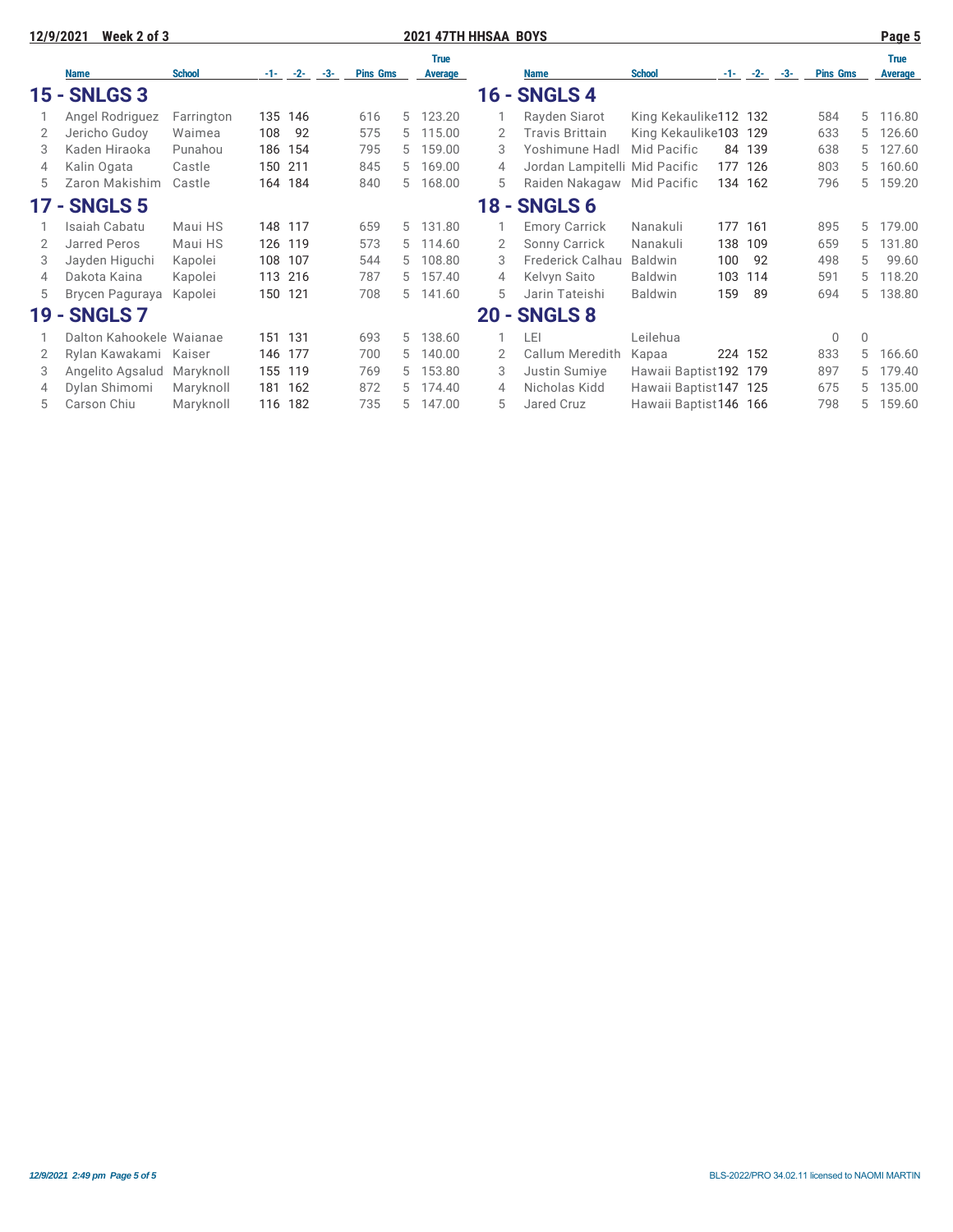## 15 - SNLGS 3

| | Name | School | -1- | -2- | -3- | Pins | Gms | True Average |
|---|---|---|---|---|---|---|---|---|
| 1 | Angel Rodriguez | Farrington | 135 | 146 | | 616 | 5 | 123.20 |
| 2 | Jericho Gudoy | Waimea | 108 | 92 | | 575 | 5 | 115.00 |
| 3 | Kaden Hiraoka | Punahou | 186 | 154 | | 795 | 5 | 159.00 |
| 4 | Kalin Ogata | Castle | 150 | 211 | | 845 | 5 | 169.00 |
| 5 | Zaron Makishim | Castle | 164 | 184 | | 840 | 5 | 168.00 |

## 16 - SNGLS 4

| | Name | School | -1- | -2- | -3- | Pins | Gms | True Average |
|---|---|---|---|---|---|---|---|---|
| 1 | Rayden Siarot | King Kekaulike | 112 | 132 | | 584 | 5 | 116.80 |
| 2 | Travis Brittain | King Kekaulike | 103 | 129 | | 633 | 5 | 126.60 |
| 3 | Yoshimune Hadl | Mid Pacific | 84 | 139 | | 638 | 5 | 127.60 |
| 4 | Jordan Lampitelli | Mid Pacific | 177 | 126 | | 803 | 5 | 160.60 |
| 5 | Raiden Nakagaw | Mid Pacific | 134 | 162 | | 796 | 5 | 159.20 |

## 17 - SNGLS 5

| | Name | School | -1- | -2- | -3- | Pins | Gms | True Average |
|---|---|---|---|---|---|---|---|---|
| 1 | Isaiah Cabatu | Maui HS | 148 | 117 | | 659 | 5 | 131.80 |
| 2 | Jarred Peros | Maui HS | 126 | 119 | | 573 | 5 | 114.60 |
| 3 | Jayden Higuchi | Kapolei | 108 | 107 | | 544 | 5 | 108.80 |
| 4 | Dakota Kaina | Kapolei | 113 | 216 | | 787 | 5 | 157.40 |
| 5 | Brycen Paguraya | Kapolei | 150 | 121 | | 708 | 5 | 141.60 |

## 18 - SNGLS 6

| | Name | School | -1- | -2- | -3- | Pins | Gms | True Average |
|---|---|---|---|---|---|---|---|---|
| 1 | Emory Carrick | Nanakuli | 177 | 161 | | 895 | 5 | 179.00 |
| 2 | Sonny Carrick | Nanakuli | 138 | 109 | | 659 | 5 | 131.80 |
| 3 | Frederick Calhau | Baldwin | 100 | 92 | | 498 | 5 | 99.60 |
| 4 | Kelvyn Saito | Baldwin | 103 | 114 | | 591 | 5 | 118.20 |
| 5 | Jarin Tateishi | Baldwin | 159 | 89 | | 694 | 5 | 138.80 |

## 19 - SNGLS 7

| | Name | School | -1- | -2- | -3- | Pins | Gms | True Average |
|---|---|---|---|---|---|---|---|---|
| 1 | Dalton Kahookele | Waianae | 151 | 131 | | 693 | 5 | 138.60 |
| 2 | Rylan Kawakami | Kaiser | 146 | 177 | | 700 | 5 | 140.00 |
| 3 | Angelito Agsalud | Maryknoll | 155 | 119 | | 769 | 5 | 153.80 |
| 4 | Dylan Shimomi | Maryknoll | 181 | 162 | | 872 | 5 | 174.40 |
| 5 | Carson Chiu | Maryknoll | 116 | 182 | | 735 | 5 | 147.00 |

## 20 - SNGLS 8

| | Name | School | -1- | -2- | -3- | Pins | Gms | True Average |
|---|---|---|---|---|---|---|---|---|
| 1 | LEI | Leilehua | | | | 0 | 0 | |
| 2 | Callum Meredith | Kapaa | 224 | 152 | | 833 | 5 | 166.60 |
| 3 | Justin Sumiye | Hawaii Baptist | 192 | 179 | | 897 | 5 | 179.40 |
| 4 | Nicholas Kidd | Hawaii Baptist | 147 | 125 | | 675 | 5 | 135.00 |
| 5 | Jared Cruz | Hawaii Baptist | 146 | 166 | | 798 | 5 | 159.60 |